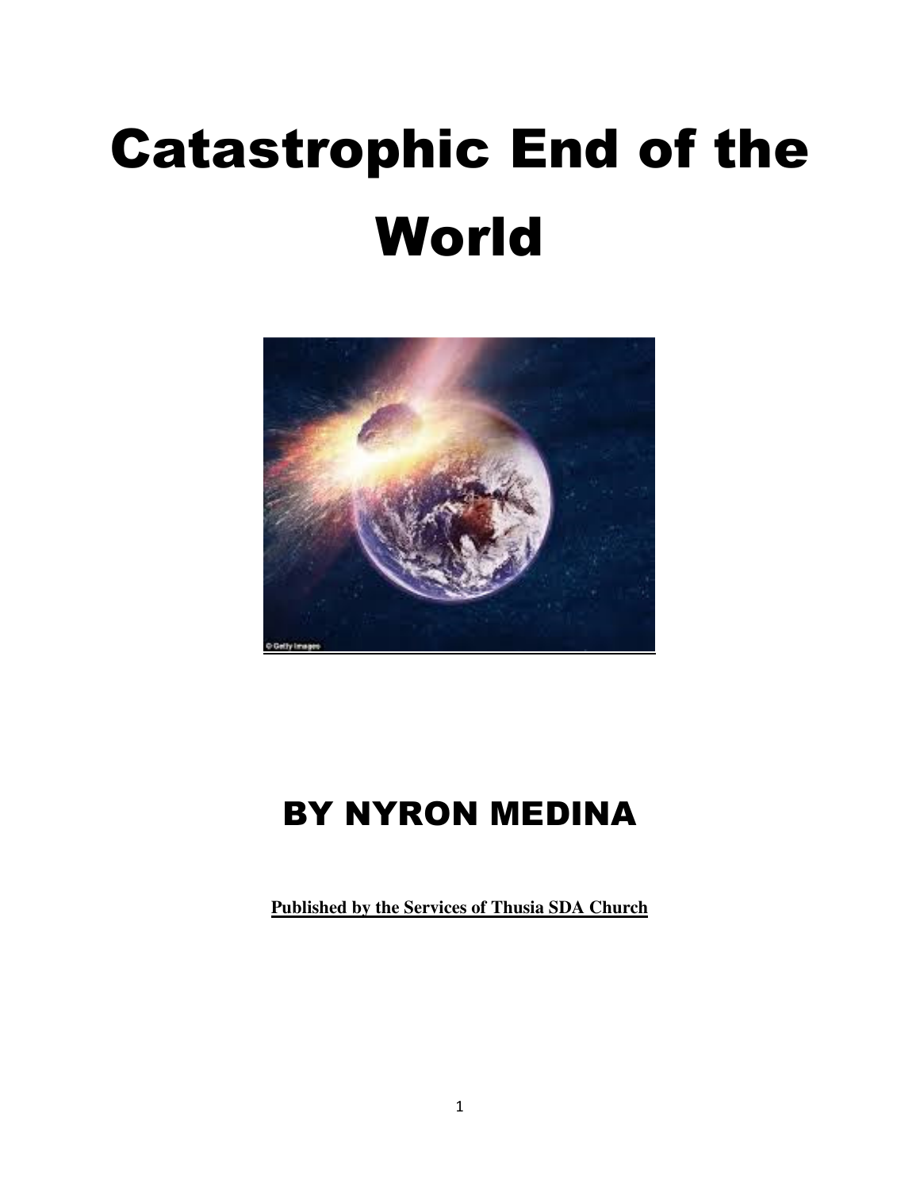# Catastrophic End of the World

## BY NYRON MEDINA

**Published by the Services of Thusia SDA Church**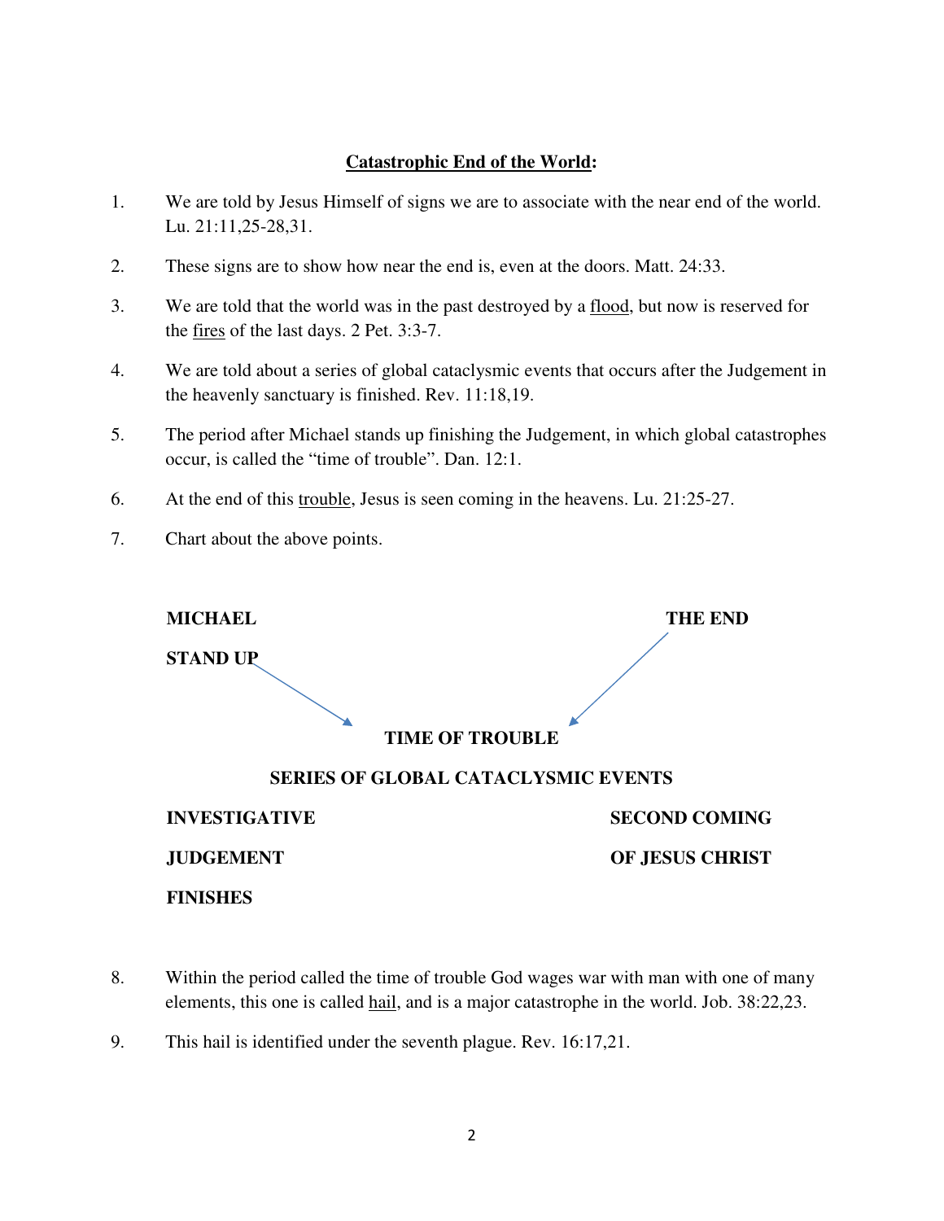**<u>Catastrophic End of the World</u>:**

1. We are told by Jesus Himself of signs we are to associate with the near end of the world. Lu. 21:11,25-28,31.

2. These signs are to show how near the end is, even at the doors. Matt. 24:33.

3. We are told that the world was in the past destroyed by a <u>flood</u>, but now is reserved for the <u>fires</u> of the last days. 2 Pet. 3:3-7.

4. We are told about a series of global cataclysmic events that occurs after the Judgement in the heavenly sanctuary is finished. Rev. 11:18,19.

5. The period after Michael stands up finishing the Judgement, in which global catastrophes occur, is called the "time of trouble". Dan. 12:1.

6. At the end of this <u>trouble</u>, Jesus is seen coming in the heavens. Lu. 21:25-27.

7. Chart about the above points.

**MICHAEL**

**STAND UP**

**THE END**

**TIME OF TROUBLE**

**SERIES OF GLOBAL CATACLYSMIC EVENTS**

**INVESTIGATIVE**

**JUDGEMENT**

**FINISHES**

**SECOND COMING**

**OF JESUS CHRIST**

8. Within the period called the time of trouble God wages war with man with one of many elements, this one is called <u>hail</u>, and is a major catastrophe in the world. Job. 38:22,23.

9. This hail is identified under the seventh plague. Rev. 16:17,21.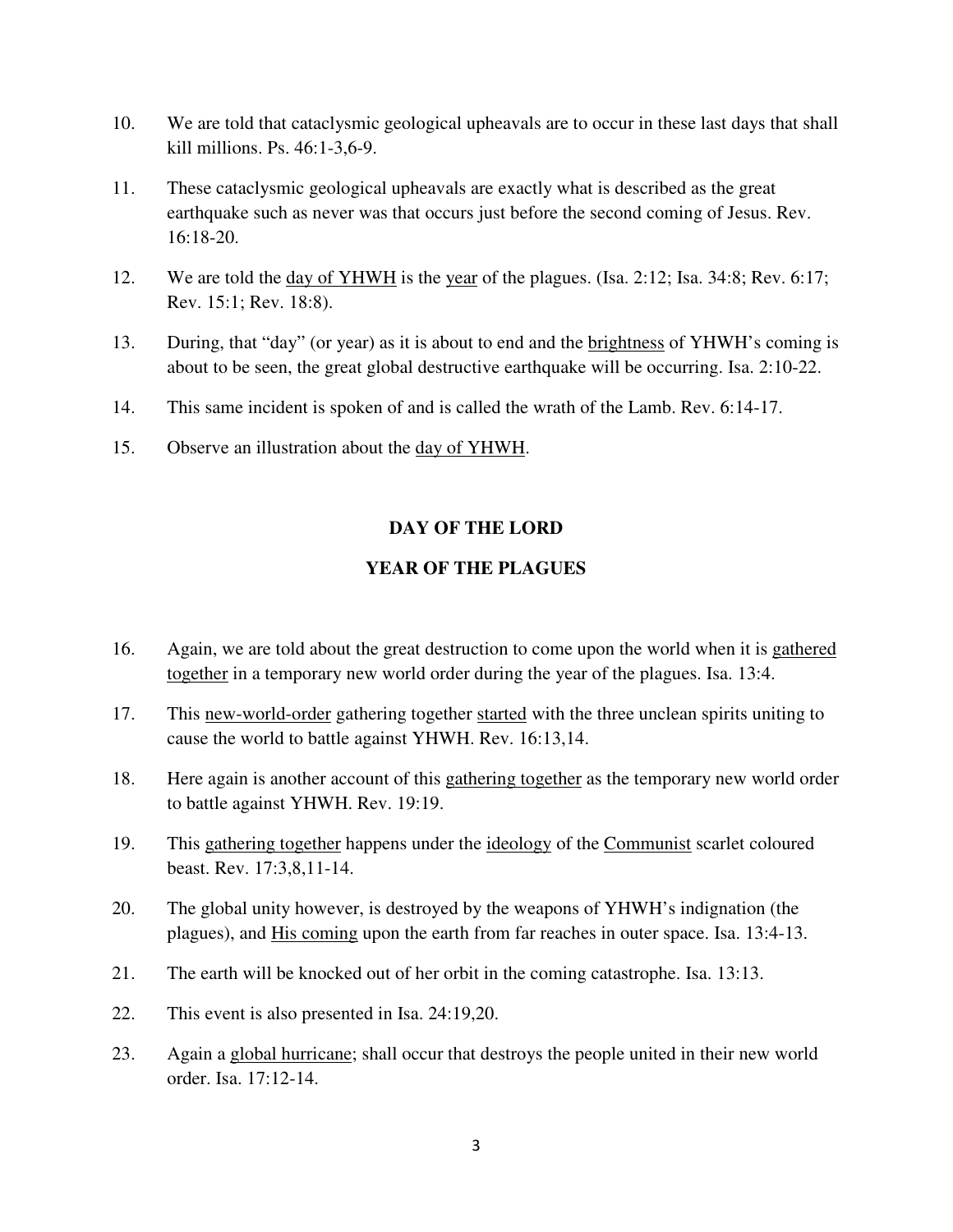10. We are told that cataclysmic geological upheavals are to occur in these last days that shall kill millions. Ps. 46:1-3,6-9.

11. These cataclysmic geological upheavals are exactly what is described as the great earthquake such as never was that occurs just before the second coming of Jesus. Rev. 16:18-20.

12. We are told the <u>day of YHWH</u> is the <u>year</u> of the plagues. (Isa. 2:12; Isa. 34:8; Rev. 6:17; Rev. 15:1; Rev. 18:8).

13. During, that "day" (or year) as it is about to end and the <u>brightness</u> of YHWH's coming is about to be seen, the great global destructive earthquake will be occurring. Isa. 2:10-22.

14. This same incident is spoken of and is called the wrath of the Lamb. Rev. 6:14-17.

15. Observe an illustration about the <u>day of YHWH</u>.

**DAY OF THE LORD**

**YEAR OF THE PLAGUES**

16. Again, we are told about the great destruction to come upon the world when it is <u>gathered together</u> in a temporary new world order during the year of the plagues. Isa. 13:4.

17. This <u>new-world-order</u> gathering together <u>started</u> with the three unclean spirits uniting to cause the world to battle against YHWH. Rev. 16:13,14.

18. Here again is another account of this <u>gathering together</u> as the temporary new world order to battle against YHWH. Rev. 19:19.

19. This <u>gathering together</u> happens under the <u>ideology</u> of the <u>Communist</u> scarlet coloured beast. Rev. 17:3,8,11-14.

20. The global unity however, is destroyed by the weapons of YHWH's indignation (the plagues), and <u>His coming</u> upon the earth from far reaches in outer space. Isa. 13:4-13.

21. The earth will be knocked out of her orbit in the coming catastrophe. Isa. 13:13.

22. This event is also presented in Isa. 24:19,20.

23. Again a <u>global hurricane</u>; shall occur that destroys the people united in their new world order. Isa. 17:12-14.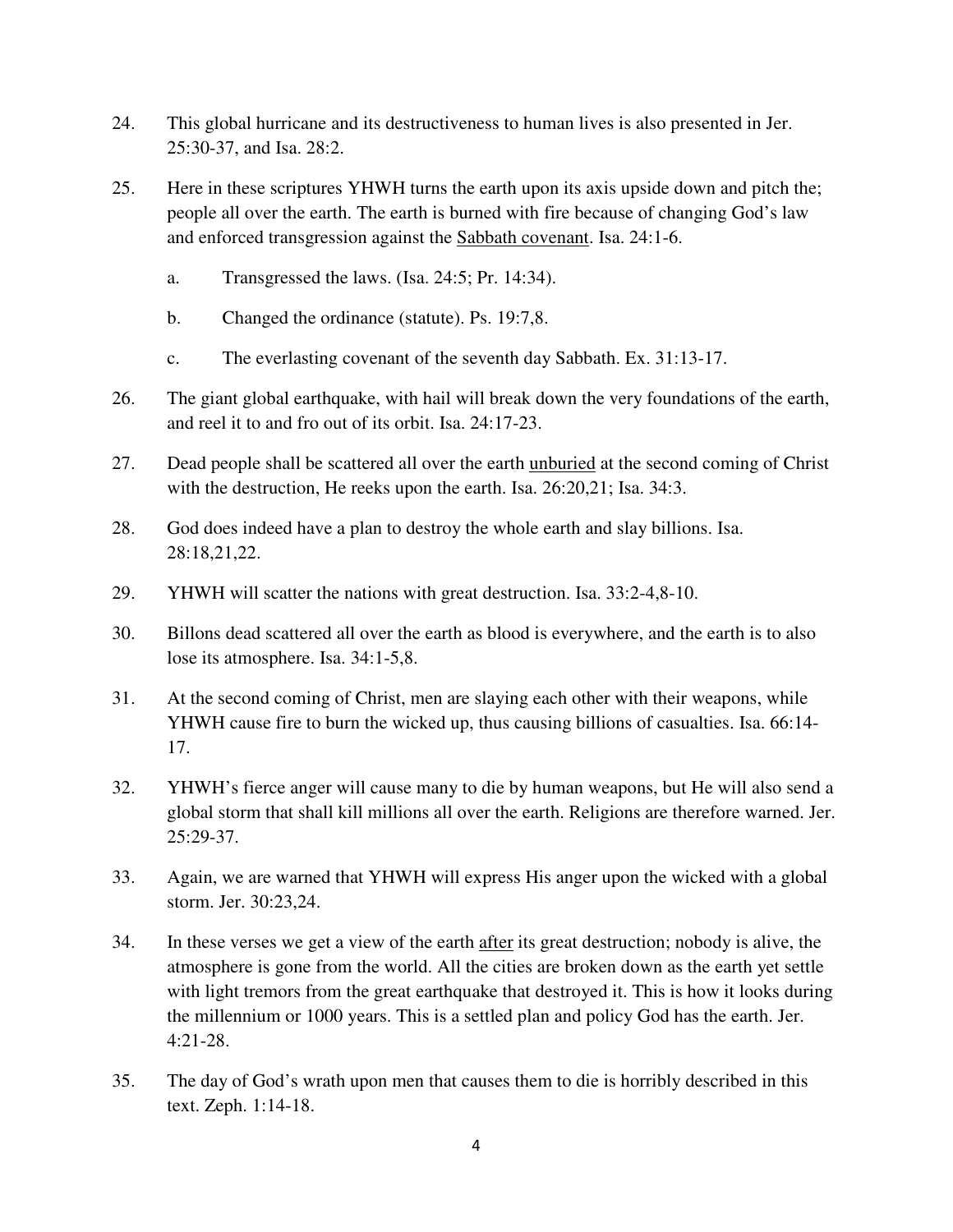24. This global hurricane and its destructiveness to human lives is also presented in Jer. 25:30-37, and Isa. 28:2.

25. Here in these scriptures YHWH turns the earth upon its axis upside down and pitch the; people all over the earth. The earth is burned with fire because of changing God's law and enforced transgression against the <u>Sabbath covenant</u>. Isa. 24:1-6.

    a. Transgressed the laws. (Isa. 24:5; Pr. 14:34).

    b. Changed the ordinance (statute). Ps. 19:7,8.

    c. The everlasting covenant of the seventh day Sabbath. Ex. 31:13-17.

26. The giant global earthquake, with hail will break down the very foundations of the earth, and reel it to and fro out of its orbit. Isa. 24:17-23.

27. Dead people shall be scattered all over the earth <u>unburied</u> at the second coming of Christ with the destruction, He reeks upon the earth. Isa. 26:20,21; Isa. 34:3.

28. God does indeed have a plan to destroy the whole earth and slay billions. Isa. 28:18,21,22.

29. YHWH will scatter the nations with great destruction. Isa. 33:2-4,8-10.

30. Billons dead scattered all over the earth as blood is everywhere, and the earth is to also lose its atmosphere. Isa. 34:1-5,8.

31. At the second coming of Christ, men are slaying each other with their weapons, while YHWH cause fire to burn the wicked up, thus causing billions of casualties. Isa. 66:14-17.

32. YHWH's fierce anger will cause many to die by human weapons, but He will also send a global storm that shall kill millions all over the earth. Religions are therefore warned. Jer. 25:29-37.

33. Again, we are warned that YHWH will express His anger upon the wicked with a global storm. Jer. 30:23,24.

34. In these verses we get a view of the earth <u>after</u> its great destruction; nobody is alive, the atmosphere is gone from the world. All the cities are broken down as the earth yet settle with light tremors from the great earthquake that destroyed it. This is how it looks during the millennium or 1000 years. This is a settled plan and policy God has the earth. Jer. 4:21-28.

35. The day of God's wrath upon men that causes them to die is horribly described in this text. Zeph. 1:14-18.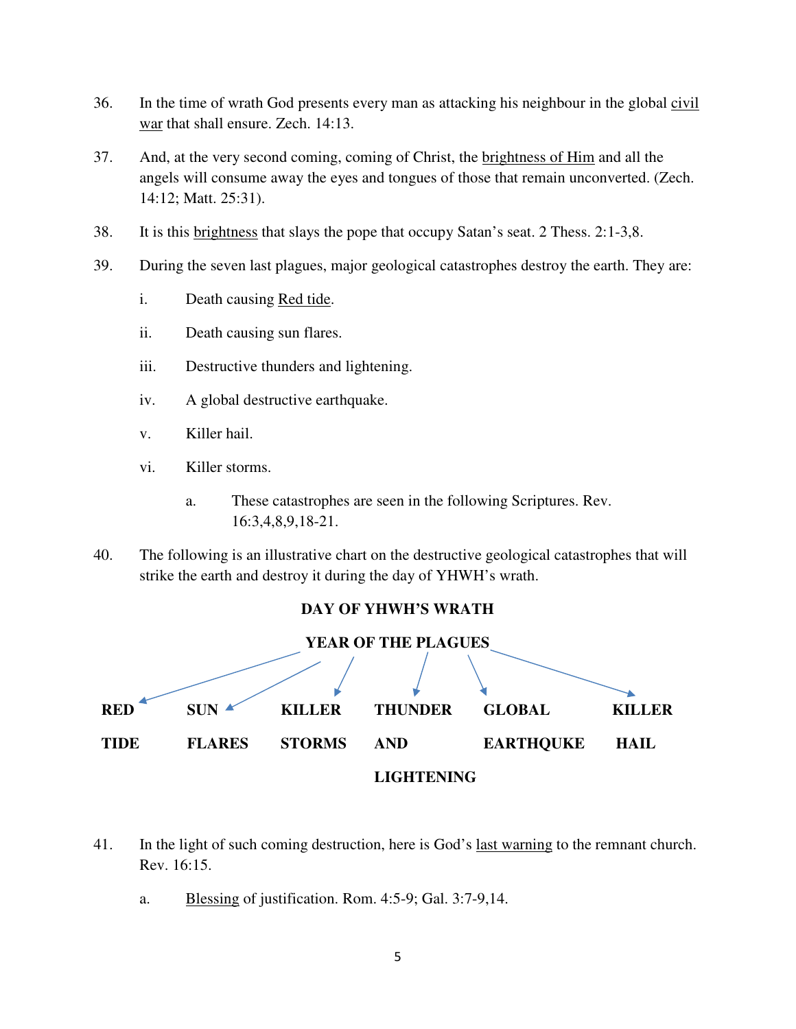36. In the time of wrath God presents every man as attacking his neighbour in the global civil war that shall ensure. Zech. 14:13.

37. And, at the very second coming, coming of Christ, the brightness of Him and all the angels will consume away the eyes and tongues of those that remain unconverted. (Zech. 14:12; Matt. 25:31).

38. It is this brightness that slays the pope that occupy Satan's seat. 2 Thess. 2:1-3,8.

39. During the seven last plagues, major geological catastrophes destroy the earth. They are:

    i. Death causing Red tide.

    ii. Death causing sun flares.

    iii. Destructive thunders and lightening.

    iv. A global destructive earthquake.

    v. Killer hail.

    vi. Killer storms.

        a. These catastrophes are seen in the following Scriptures. Rev. 16:3,4,8,9,18-21.

40. The following is an illustrative chart on the destructive geological catastrophes that will strike the earth and destroy it during the day of YHWH's wrath.

**DAY OF YHWH'S WRATH**

**YEAR OF THE PLAGUES**

| **RED TIDE** | **SUN FLARES** | **KILLER STORMS** | **THUNDER AND LIGHTENING** | **GLOBAL EARTHQUKE** | **KILLER HAIL** |
|---|---|---|---|---|---|

41. In the light of such coming destruction, here is God's last warning to the remnant church. Rev. 16:15.

    a. Blessing of justification. Rom. 4:5-9; Gal. 3:7-9,14.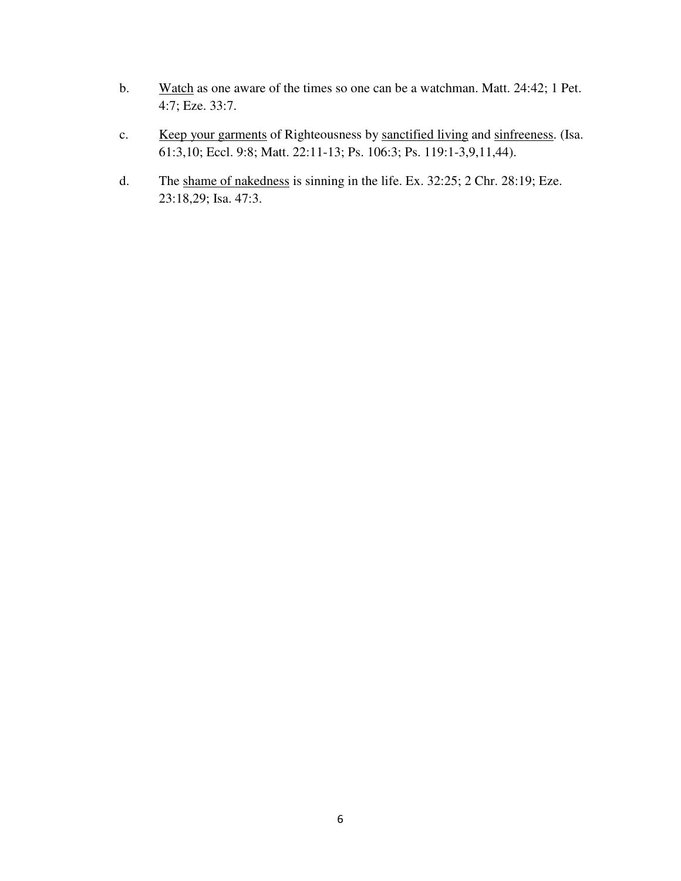b. <u>Watch</u> as one aware of the times so one can be a watchman. Matt. 24:42; 1 Pet. 4:7; Eze. 33:7.

c. <u>Keep your garments</u> of Righteousness by <u>sanctified living</u> and <u>sinfreeness</u>. (Isa. 61:3,10; Eccl. 9:8; Matt. 22:11-13; Ps. 106:3; Ps. 119:1-3,9,11,44).

d. The <u>shame of nakedness</u> is sinning in the life. Ex. 32:25; 2 Chr. 28:19; Eze. 23:18,29; Isa. 47:3.